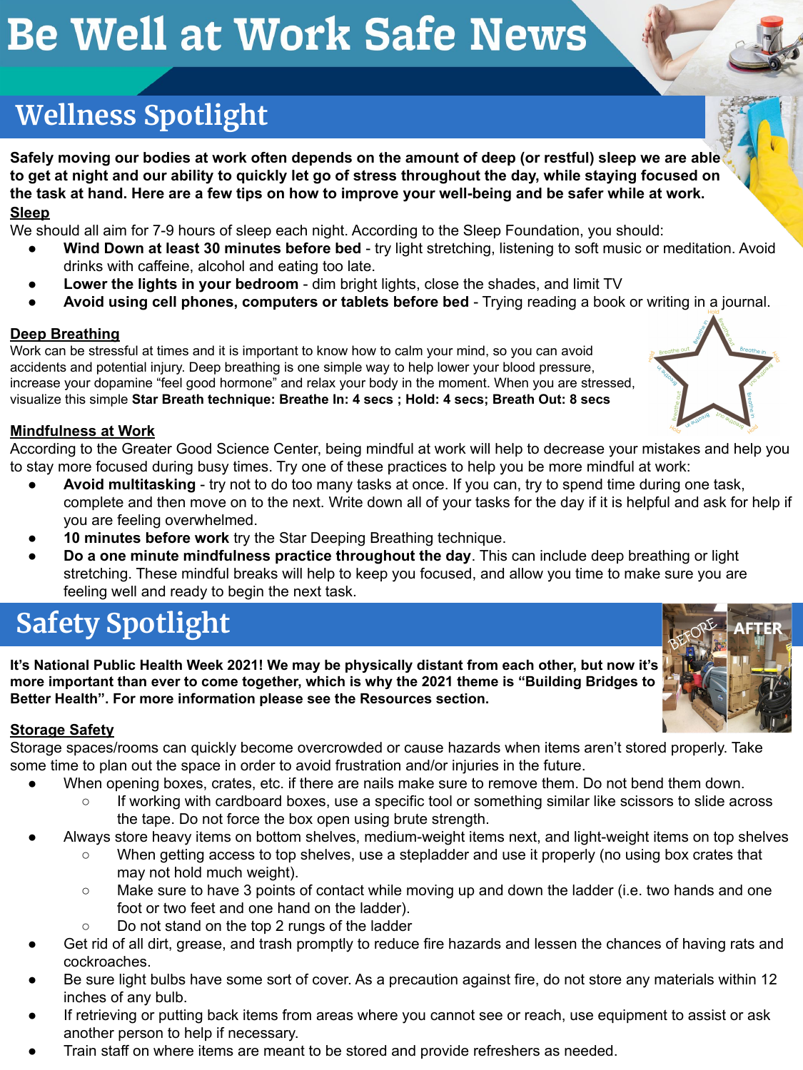# Be Well at Work Safe News

## Wellness Spotlight

**Safely moving our bodies at work often depends on the amount of deep (or restful) sleep we are able to get at night and our ability to quickly let go of stress throughout the day, while staying focused on the task at hand. Here are a few tips on how to improve your well-being and be safer while at work.**

### Sleep

We should all aim for 7-9 hours of sleep each night. According to the Sleep Foundation, you should:

- **Wind Down at least 30 minutes before bed** - try light stretching, listening to soft music or meditation. Avoid drinks with caffeine, alcohol and eating too late.
- **Lower the lights in your bedroom** - dim bright lights, close the shades, and limit TV
- **Avoid using cell phones, computers or tablets before bed** - Trying reading a book or writing in a journal.

### Deep Breathing

Work can be stressful at times and it is important to know how to calm your mind, so you can avoid accidents and potential injury. Deep breathing is one simple way to help lower your blood pressure, increase your dopamine "feel good hormone" and relax your body in the moment. When you are stressed, visualize this simple **Star Breath technique: Breathe In: 4 secs ; Hold: 4 secs; Breath Out: 8 secs**

### Mindfulness at Work

According to the Greater Good Science Center, being mindful at work will help to decrease your mistakes and help you to stay more focused during busy times. Try one of these practices to help you be more mindful at work:

- **Avoid multitasking** - try not to do too many tasks at once. If you can, try to spend time during one task, complete and then move on to the next. Write down all of your tasks for the day if it is helpful and ask for help if you are feeling overwhelmed.
- **10 minutes before work** try the Star Deeping Breathing technique.
- **Do a one minute mindfulness practice throughout the day**. This can include deep breathing or light stretching. These mindful breaks will help to keep you focused, and allow you time to make sure you are feeling well and ready to begin the next task.

## Safety Spotlight

**It's National Public Health Week 2021! We may be physically distant from each other, but now it's more important than ever to come together, which is why the 2021 theme is "Building Bridges to Better Health". For more information please see the Resources section.**

### Storage Safety

Storage spaces/rooms can quickly become overcrowded or cause hazards when items aren't stored properly. Take some time to plan out the space in order to avoid frustration and/or injuries in the future.

- When opening boxes, crates, etc. if there are nails make sure to remove them. Do not bend them down.
  - If working with cardboard boxes, use a specific tool or something similar like scissors to slide across the tape. Do not force the box open using brute strength.
- Always store heavy items on bottom shelves, medium-weight items next, and light-weight items on top shelves
  - When getting access to top shelves, use a stepladder and use it properly (no using box crates that may not hold much weight).
  - Make sure to have 3 points of contact while moving up and down the ladder (i.e. two hands and one foot or two feet and one hand on the ladder).
  - Do not stand on the top 2 rungs of the ladder
- Get rid of all dirt, grease, and trash promptly to reduce fire hazards and lessen the chances of having rats and cockroaches.
- Be sure light bulbs have some sort of cover. As a precaution against fire, do not store any materials within 12 inches of any bulb.
- If retrieving or putting back items from areas where you cannot see or reach, use equipment to assist or ask another person to help if necessary.
- Train staff on where items are meant to be stored and provide refreshers as needed.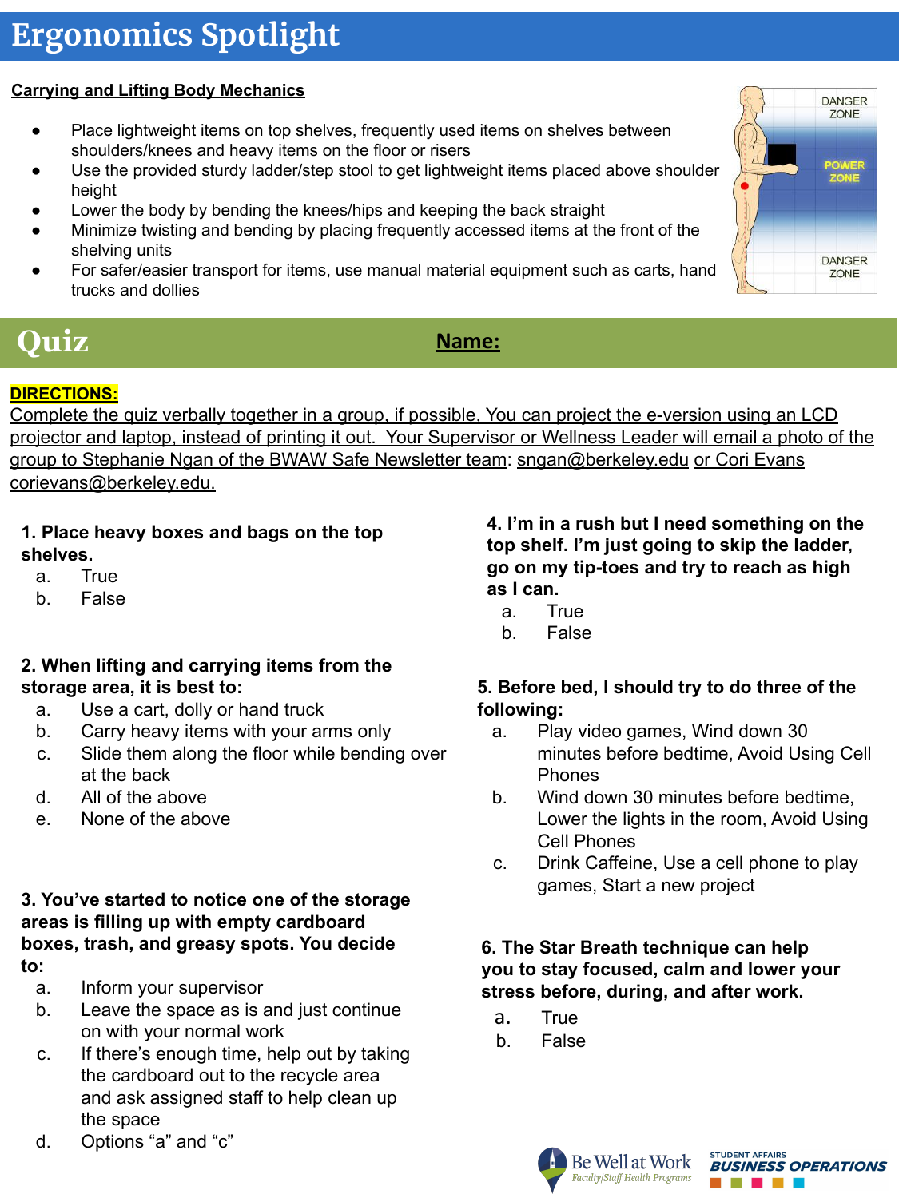# Ergonomics Spotlight

**Carrying and Lifting Body Mechanics**

- Place lightweight items on top shelves, frequently used items on shelves between shoulders/knees and heavy items on the floor or risers
- Use the provided sturdy ladder/step stool to get lightweight items placed above shoulder height
- Lower the body by bending the knees/hips and keeping the back straight
- Minimize twisting and bending by placing frequently accessed items at the front of the shelving units
- For safer/easier transport for items, use manual material equipment such as carts, hand trucks and dollies

DANGER ZONE

POWER ZONE

DANGER ZONE

# Quiz

**Name:**

**DIRECTIONS:**

Complete the quiz verbally together in a group, if possible. You can project the e-version using an LCD projector and laptop, instead of printing it out. Your Supervisor or Wellness Leader will email a photo of the group to Stephanie Ngan of the BWAW Safe Newsletter team: sngan@berkeley.edu or Cori Evans corievans@berkeley.edu.

**1. Place heavy boxes and bags on the top shelves.**

a. True
b. False

**2. When lifting and carrying items from the storage area, it is best to:**

a. Use a cart, dolly or hand truck
b. Carry heavy items with your arms only
c. Slide them along the floor while bending over at the back
d. All of the above
e. None of the above

**3. You've started to notice one of the storage areas is filling up with empty cardboard boxes, trash, and greasy spots. You decide to:**

a. Inform your supervisor
b. Leave the space as is and just continue on with your normal work
c. If there's enough time, help out by taking the cardboard out to the recycle area and ask assigned staff to help clean up the space
d. Options "a" and "c"

**4. I'm in a rush but I need something on the top shelf. I'm just going to skip the ladder, go on my tip-toes and try to reach as high as I can.**

a. True
b. False

**5. Before bed, I should try to do three of the following:**

a. Play video games, Wind down 30 minutes before bedtime, Avoid Using Cell Phones
b. Wind down 30 minutes before bedtime, Lower the lights in the room, Avoid Using Cell Phones
c. Drink Caffeine, Use a cell phone to play games, Start a new project

**6. The Star Breath technique can help you to stay focused, calm and lower your stress before, during, and after work.**

a. True
b. False

Be Well at Work
*Faculty/Staff Health Programs*

STUDENT AFFAIRS **BUSINESS OPERATIONS**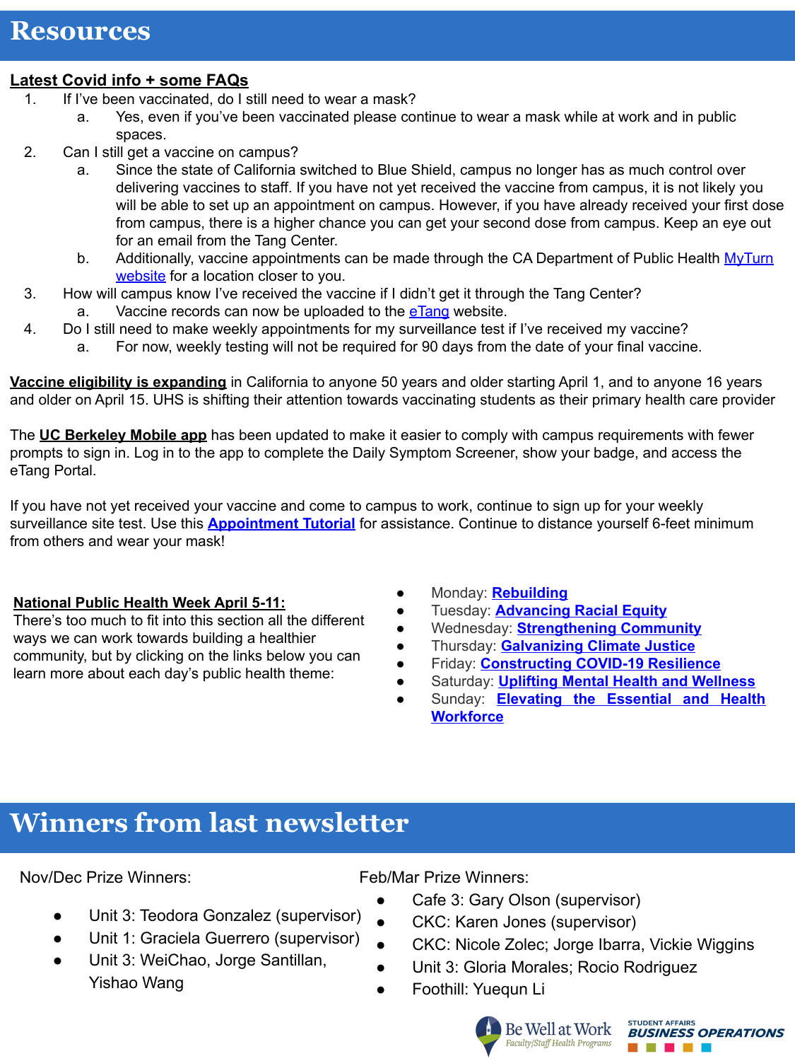# Resources

**Latest Covid info + some FAQs**

1. If I've been vaccinated, do I still need to wear a mask?
   a. Yes, even if you've been vaccinated please continue to wear a mask while at work and in public spaces.
2. Can I still get a vaccine on campus?
   a. Since the state of California switched to Blue Shield, campus no longer has as much control over delivering vaccines to staff. If you have not yet received the vaccine from campus, it is not likely you will be able to set up an appointment on campus. However, if you have already received your first dose from campus, there is a higher chance you can get your second dose from campus. Keep an eye out for an email from the Tang Center.
   b. Additionally, vaccine appointments can be made through the CA Department of Public Health MyTurn website for a location closer to you.
3. How will campus know I've received the vaccine if I didn't get it through the Tang Center?
   a. Vaccine records can now be uploaded to the eTang website.
4. Do I still need to make weekly appointments for my surveillance test if I've received my vaccine?
   a. For now, weekly testing will not be required for 90 days from the date of your final vaccine.

**Vaccine eligibility is expanding** in California to anyone 50 years and older starting April 1, and to anyone 16 years and older on April 15. UHS is shifting their attention towards vaccinating students as their primary health care provider

The **UC Berkeley Mobile app** has been updated to make it easier to comply with campus requirements with fewer prompts to sign in. Log in to the app to complete the Daily Symptom Screener, show your badge, and access the eTang Portal.

If you have not yet received your vaccine and come to campus to work, continue to sign up for your weekly surveillance site test. Use this **Appointment Tutorial** for assistance. Continue to distance yourself 6-feet minimum from others and wear your mask!

**National Public Health Week April 5-11:**
There's too much to fit into this section all the different ways we can work towards building a healthier community, but by clicking on the links below you can learn more about each day's public health theme:

- Monday: **Rebuilding**
- Tuesday: **Advancing Racial Equity**
- Wednesday: **Strengthening Community**
- Thursday: **Galvanizing Climate Justice**
- Friday: **Constructing COVID-19 Resilience**
- Saturday: **Uplifting Mental Health and Wellness**
- Sunday: **Elevating the Essential and Health Workforce**

# Winners from last newsletter

Nov/Dec Prize Winners:

- Unit 3: Teodora Gonzalez (supervisor)
- Unit 1: Graciela Guerrero (supervisor)
- Unit 3: WeiChao, Jorge Santillan, Yishao Wang

Feb/Mar Prize Winners:

- Cafe 3: Gary Olson (supervisor)
- CKC: Karen Jones (supervisor)
- CKC: Nicole Zolec; Jorge Ibarra, Vickie Wiggins
- Unit 3: Gloria Morales; Rocio Rodriguez
- Foothill: Yuequn Li

Be Well at Work
Faculty|Staff Health Programs

STUDENT AFFAIRS
BUSINESS OPERATIONS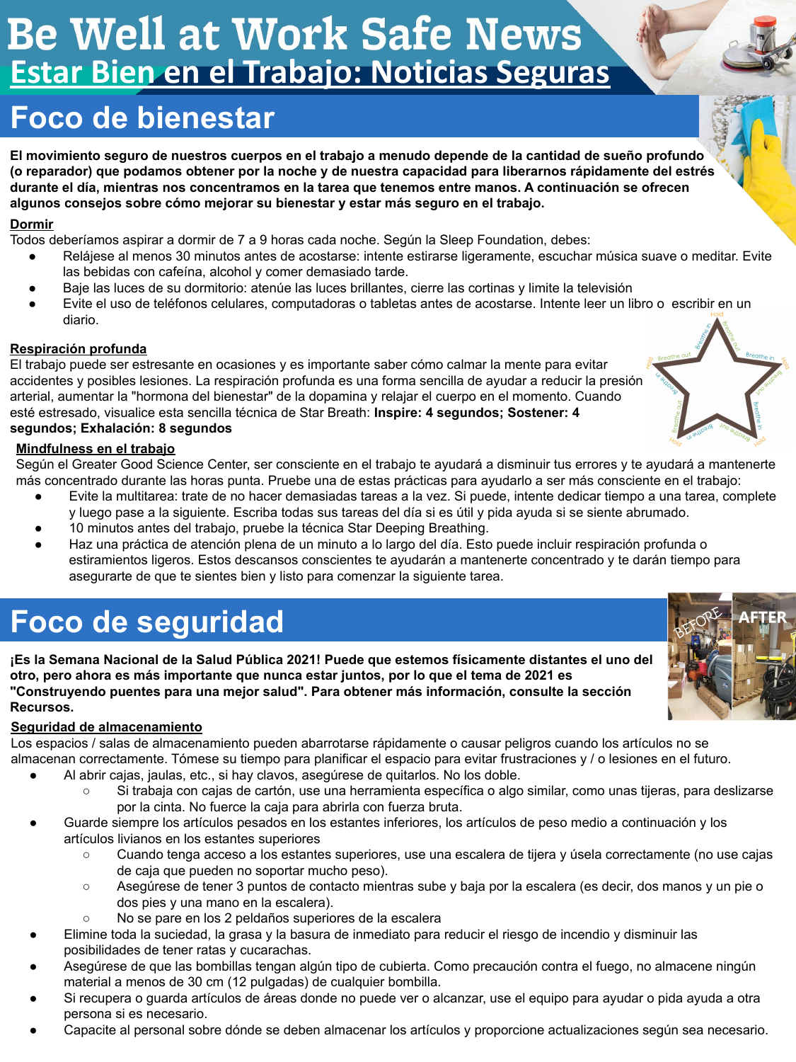# Be Well at Work Safe News
## Estar Bien en el Trabajo: Noticias Seguras

# Foco de bienestar

**El movimiento seguro de nuestros cuerpos en el trabajo a menudo depende de la cantidad de sueño profundo (o reparador) que podamos obtener por la noche y de nuestra capacidad para liberarnos rápidamente del estrés durante el día, mientras nos concentramos en la tarea que tenemos entre manos. A continuación se ofrecen algunos consejos sobre cómo mejorar su bienestar y estar más seguro en el trabajo.**

**Dormir**

Todos deberíamos aspirar a dormir de 7 a 9 horas cada noche. Según la Sleep Foundation, debes:

- Relájese al menos 30 minutos antes de acostarse: intente estirarse ligeramente, escuchar música suave o meditar. Evite las bebidas con cafeína, alcohol y comer demasiado tarde.
- Baje las luces de su dormitorio: atenúe las luces brillantes, cierre las cortinas y limite la televisión
- Evite el uso de teléfonos celulares, computadoras o tabletas antes de acostarse. Intente leer un libro o escribir en un diario.

**Respiración profunda**

El trabajo puede ser estresante en ocasiones y es importante saber cómo calmar la mente para evitar accidentes y posibles lesiones. La respiración profunda es una forma sencilla de ayudar a reducir la presión arterial, aumentar la "hormona del bienestar" de la dopamina y relajar el cuerpo en el momento. Cuando esté estresado, visualice esta sencilla técnica de Star Breath: **Inspire: 4 segundos; Sostener: 4 segundos; Exhalación: 8 segundos**

**Mindfulness en el trabajo**

Según el Greater Good Science Center, ser consciente en el trabajo te ayudará a disminuir tus errores y te ayudará a mantenerte más concentrado durante las horas punta. Pruebe una de estas prácticas para ayudarlo a ser más consciente en el trabajo:

- Evite la multitarea: trate de no hacer demasiadas tareas a la vez. Si puede, intente dedicar tiempo a una tarea, complete y luego pase a la siguiente. Escriba todas sus tareas del día si es útil y pida ayuda si se siente abrumado.
- 10 minutos antes del trabajo, pruebe la técnica Star Deeping Breathing.
- Haz una práctica de atención plena de un minuto a lo largo del día. Esto puede incluir respiración profunda o estiramientos ligeros. Estos descansos conscientes te ayudarán a mantenerte concentrado y te darán tiempo para asegurarte de que te sientes bien y listo para comenzar la siguiente tarea.

# Foco de seguridad

**¡Es la Semana Nacional de la Salud Pública 2021! Puede que estemos físicamente distantes el uno del otro, pero ahora es más importante que nunca estar juntos, por lo que el tema de 2021 es "Construyendo puentes para una mejor salud". Para obtener más información, consulte la sección Recursos.**

**Seguridad de almacenamiento**

Los espacios / salas de almacenamiento pueden abarrotarse rápidamente o causar peligros cuando los artículos no se almacenan correctamente. Tómese su tiempo para planificar el espacio para evitar frustraciones y / o lesiones en el futuro.

- Al abrir cajas, jaulas, etc., si hay clavos, asegúrese de quitarlos. No los doble.
  - Si trabaja con cajas de cartón, use una herramienta específica o algo similar, como unas tijeras, para deslizarse por la cinta. No fuerce la caja para abrirla con fuerza bruta.
- Guarde siempre los artículos pesados en los estantes inferiores, los artículos de peso medio a continuación y los artículos livianos en los estantes superiores
  - Cuando tenga acceso a los estantes superiores, use una escalera de tijera y úsela correctamente (no use cajas de caja que pueden no soportar mucho peso).
  - Asegúrese de tener 3 puntos de contacto mientras sube y baja por la escalera (es decir, dos manos y un pie o dos pies y una mano en la escalera).
  - No se pare en los 2 peldaños superiores de la escalera
- Elimine toda la suciedad, la grasa y la basura de inmediato para reducir el riesgo de incendio y disminuir las posibilidades de tener ratas y cucarachas.
- Asegúrese de que las bombillas tengan algún tipo de cubierta. Como precaución contra el fuego, no almacene ningún material a menos de 30 cm (12 pulgadas) de cualquier bombilla.
- Si recupera o guarda artículos de áreas donde no puede ver o alcanzar, use el equipo para ayudar o pida ayuda a otra persona si es necesario.
- Capacite al personal sobre dónde se deben almacenar los artículos y proporcione actualizaciones según sea necesario.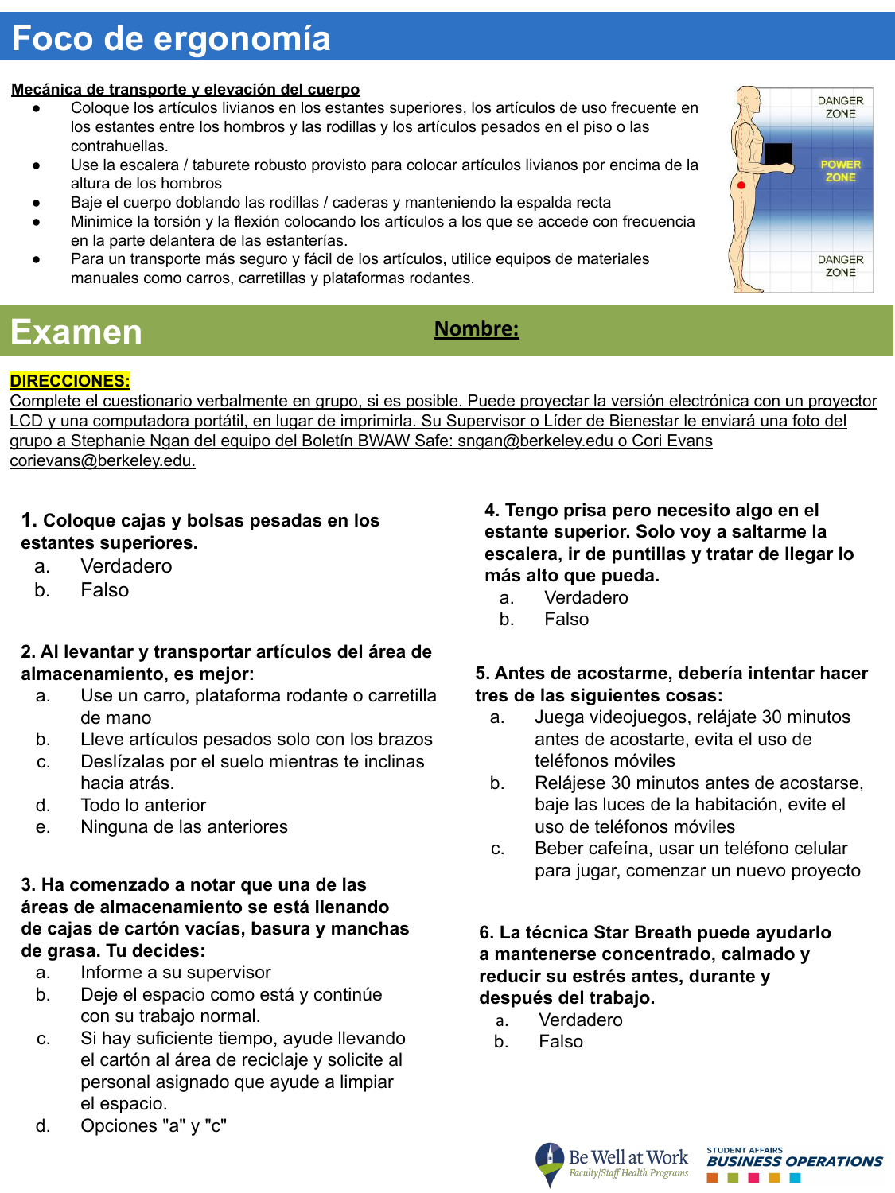# Foco de ergonomía

**Mecánica de transporte y elevación del cuerpo**

- Coloque los artículos livianos en los estantes superiores, los artículos de uso frecuente en los estantes entre los hombros y las rodillas y los artículos pesados en el piso o las contrahuellas.
- Use la escalera / taburete robusto provisto para colocar artículos livianos por encima de la altura de los hombros
- Baje el cuerpo doblando las rodillas / caderas y manteniendo la espalda recta
- Minimice la torsión y la flexión colocando los artículos a los que se accede con frecuencia en la parte delantera de las estanterías.
- Para un transporte más seguro y fácil de los artículos, utilice equipos de materiales manuales como carros, carretillas y plataformas rodantes.

DANGER ZONE

POWER ZONE

DANGER ZONE

# Examen

**Nombre:**

**DIRECCIONES:**

Complete el cuestionario verbalmente en grupo, si es posible. Puede proyectar la versión electrónica con un proyector LCD y una computadora portátil, en lugar de imprimirla. Su Supervisor o Líder de Bienestar le enviará una foto del grupo a Stephanie Ngan del equipo del Boletín BWAW Safe: sngan@berkeley.edu o Cori Evans corievans@berkeley.edu.

**1. Coloque cajas y bolsas pesadas en los estantes superiores.**

a. Verdadero
b. Falso

**2. Al levantar y transportar artículos del área de almacenamiento, es mejor:**

a. Use un carro, plataforma rodante o carretilla de mano
b. Lleve artículos pesados solo con los brazos
c. Deslízalas por el suelo mientras te inclinas hacia atrás.
d. Todo lo anterior
e. Ninguna de las anteriores

**3. Ha comenzado a notar que una de las áreas de almacenamiento se está llenando de cajas de cartón vacías, basura y manchas de grasa. Tu decides:**

a. Informe a su supervisor
b. Deje el espacio como está y continúe con su trabajo normal.
c. Si hay suficiente tiempo, ayude llevando el cartón al área de reciclaje y solicite al personal asignado que ayude a limpiar el espacio.
d. Opciones "a" y "c"

**4. Tengo prisa pero necesito algo en el estante superior. Solo voy a saltarme la escalera, ir de puntillas y tratar de llegar lo más alto que pueda.**

a. Verdadero
b. Falso

**5. Antes de acostarme, debería intentar hacer tres de las siguientes cosas:**

a. Juega videojuegos, relájate 30 minutos antes de acostarte, evita el uso de teléfonos móviles
b. Relájese 30 minutos antes de acostarse, baje las luces de la habitación, evite el uso de teléfonos móviles
c. Beber cafeína, usar un teléfono celular para jugar, comenzar un nuevo proyecto

**6. La técnica Star Breath puede ayudarlo a mantenerse concentrado, calmado y reducir su estrés antes, durante y después del trabajo.**

a. Verdadero
b. Falso

Be Well at Work — Faculty/Staff Health Programs

STUDENT AFFAIRS BUSINESS OPERATIONS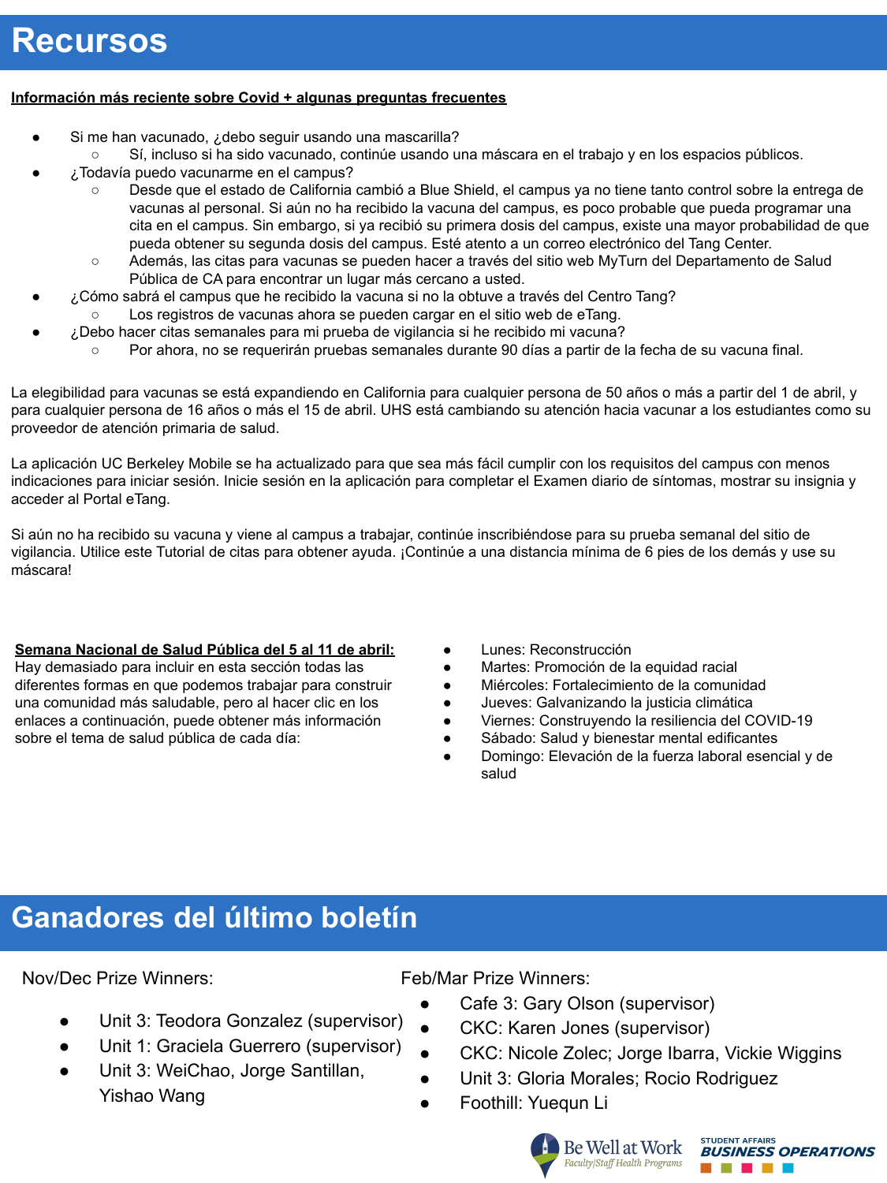# Recursos

**Información más reciente sobre Covid + algunas preguntas frecuentes**

- Si me han vacunado, ¿debo seguir usando una mascarilla?
  - Sí, incluso si ha sido vacunado, continúe usando una máscara en el trabajo y en los espacios públicos.
- ¿Todavía puedo vacunarme en el campus?
  - Desde que el estado de California cambió a Blue Shield, el campus ya no tiene tanto control sobre la entrega de vacunas al personal. Si aún no ha recibido la vacuna del campus, es poco probable que pueda programar una cita en el campus. Sin embargo, si ya recibió su primera dosis del campus, existe una mayor probabilidad de que pueda obtener su segunda dosis del campus. Esté atento a un correo electrónico del Tang Center.
  - Además, las citas para vacunas se pueden hacer a través del sitio web MyTurn del Departamento de Salud Pública de CA para encontrar un lugar más cercano a usted.
- ¿Cómo sabrá el campus que he recibido la vacuna si no la obtuve a través del Centro Tang?
  - Los registros de vacunas ahora se pueden cargar en el sitio web de eTang.
- ¿Debo hacer citas semanales para mi prueba de vigilancia si he recibido mi vacuna?
  - Por ahora, no se requerirán pruebas semanales durante 90 días a partir de la fecha de su vacuna final.

La elegibilidad para vacunas se está expandiendo en California para cualquier persona de 50 años o más a partir del 1 de abril, y para cualquier persona de 16 años o más el 15 de abril. UHS está cambiando su atención hacia vacunar a los estudiantes como su proveedor de atención primaria de salud.

La aplicación UC Berkeley Mobile se ha actualizado para que sea más fácil cumplir con los requisitos del campus con menos indicaciones para iniciar sesión. Inicie sesión en la aplicación para completar el Examen diario de síntomas, mostrar su insignia y acceder al Portal eTang.

Si aún no ha recibido su vacuna y viene al campus a trabajar, continúe inscribiéndose para su prueba semanal del sitio de vigilancia. Utilice este Tutorial de citas para obtener ayuda. ¡Continúe a una distancia mínima de 6 pies de los demás y use su máscara!

**Semana Nacional de Salud Pública del 5 al 11 de abril:**
Hay demasiado para incluir en esta sección todas las diferentes formas en que podemos trabajar para construir una comunidad más saludable, pero al hacer clic en los enlaces a continuación, puede obtener más información sobre el tema de salud pública de cada día:

- Lunes: Reconstrucción
- Martes: Promoción de la equidad racial
- Miércoles: Fortalecimiento de la comunidad
- Jueves: Galvanizando la justicia climática
- Viernes: Construyendo la resiliencia del COVID-19
- Sábado: Salud y bienestar mental edificantes
- Domingo: Elevación de la fuerza laboral esencial y de salud

# Ganadores del último boletín

Nov/Dec Prize Winners:

- Unit 3: Teodora Gonzalez (supervisor)
- Unit 1: Graciela Guerrero (supervisor)
- Unit 3: WeiChao, Jorge Santillan, Yishao Wang

Feb/Mar Prize Winners:

- Cafe 3: Gary Olson (supervisor)
- CKC: Karen Jones (supervisor)
- CKC: Nicole Zolec; Jorge Ibarra, Vickie Wiggins
- Unit 3: Gloria Morales; Rocio Rodriguez
- Foothill: Yuequn Li

Be Well at Work — Faculty/Staff Health Programs | Student Affairs Business Operations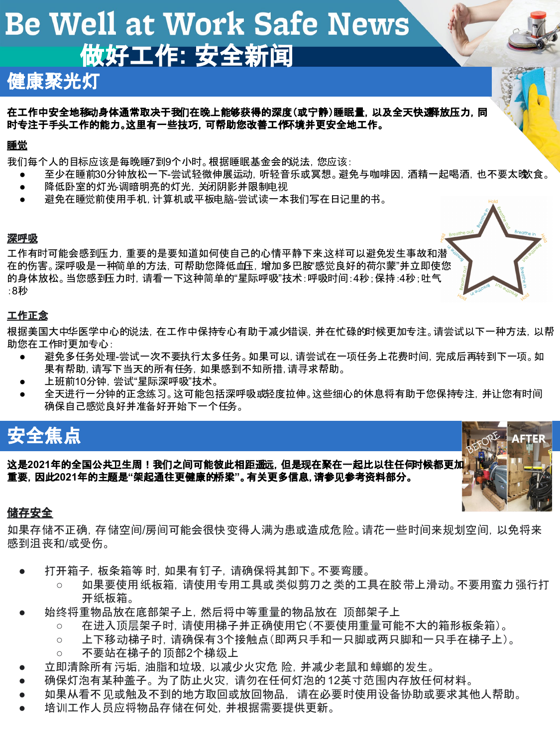# Be Well at Work Safe News

# 做好工作: 安全新闻

## 健康聚光灯

**在工作中安全地移动身体通常取决于我们在晚上能够获得的深度(或宁静)睡眠量，以及全天快速释放压力，同时专注于手头工作的能力。这里有一些技巧，可帮助您改善工作环境并更安全地工作。**

### 睡觉

我们每个人的目标应该是每晚睡7到9个小时。根据睡眠基金会的说法，您应该：

- 至少在睡前30分钟放松一下-尝试轻微伸展运动，听轻音乐或冥想。避免与咖啡因，酒精一起喝酒，也不要太晚饮食。
- 降低卧室的灯光-调暗明亮的灯光，关闭阴影并限制电视
- 避免在睡觉前使用手机，计算机或平板电脑-尝试读一本我们写在日记里的书。

### 深呼吸

工作有时可能会感到压力，重要的是要知道如何使自己的心情平静下来,这样可以避免发生事故和潜在的伤害。深呼吸是一种简单的方法，可帮助您降低血压，增加多巴胺"感觉良好的荷尔蒙"并立即使您的身体放松。当您感到压力时，请看一下这种简单的"星际呼吸"技术：呼吸时间：4秒；保持：4秒；吐气：8秒

### 工作正念

根据美国大中华医学中心的说法，在工作中保持专心有助于减少错误，并在忙碌的时候更加专注。请尝试以下一种方法，以帮助您在工作时更加专心：

- 避免多任务处理-尝试一次不要执行太多任务。如果可以，请尝试在一项任务上花费时间，完成后再转到下一项。如果有帮助，请写下当天的所有任务，如果感到不知所措，请寻求帮助。
- 上班前10分钟，尝试"星际深呼吸"技术。
- 全天进行一分钟的正念练习。这可能包括深呼吸或轻度拉伸。这些细心的休息将有助于您保持专注，并让您有时间确保自己感觉良好并准备好开始下一个任务。

## 安全焦点

**这是2021年的全国公共卫生周！我们之间可能彼此相距遥远，但是现在聚在一起比以往任何时候都更加重要，因此2021年的主题是"架起通往更健康的桥梁"。有关更多信息，请参见参考资料部分。**

### 储存安全

如果存储不正确，存储空间/房间可能会很快变得人满为患或造成危险。请花一些时间来规划空间，以免将来感到沮丧和/或受伤。

- 打开箱子，板条箱等时，如果有钉子，请确保将其卸下。不要弯腰。
  - 如果要使用纸板箱，请使用专用工具或类似剪刀之类的工具在胶带上滑动。不要用蛮力强行打开纸板箱。
- 始终将重物品放在底部架子上，然后将中等重量的物品放在顶部架子上
  - 在进入顶层架子时，请使用梯子并正确使用它(不要使用重量可能不大的箱形板条箱)。
  - 上下移动梯子时，请确保有3个接触点(即两只手和一只脚或两只脚和一只手在梯子上)。
  - 不要站在梯子的顶部2个梯级上
- 立即清除所有污垢，油脂和垃圾，以减少火灾危险，并减少老鼠和蟑螂的发生。
- 确保灯泡有某种盖子。为了防止火灾，请勿在任何灯泡的12英寸范围内存放任何材料。
- 如果从看不见或触及不到的地方取回或放回物品，请在必要时使用设备协助或要求其他人帮助。
- 培训工作人员应将物品存储在何处，并根据需要提供更新。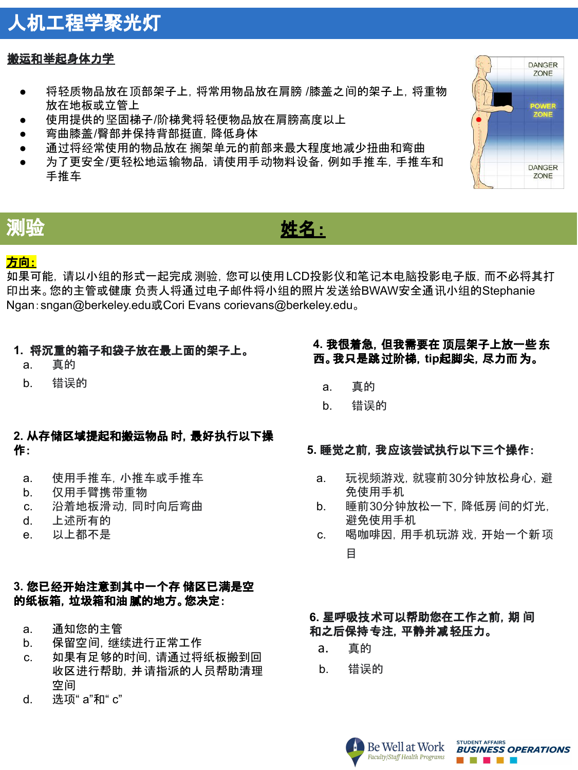# 人机工程学聚光灯

**搬运和举起身体力学**

- 将轻质物品放在顶部架子上，将常用物品放在肩膀 /膝盖之间的架子上，将重物放在地板或立管上
- 使用提供的坚固梯子/阶梯凳将轻便物品放在肩膀高度以上
- 弯曲膝盖/臀部并保持背部挺直，降低身体
- 通过将经常使用的物品放在 搁架单元的前部来最大程度地减少扭曲和弯曲
- 为了更安全/更轻松地运输物品，请使用手动物料设备，例如手推车，手推车和手推车

DANGER ZONE

POWER ZONE

DANGER ZONE

## 测验 姓名：

**方向：**
如果可能，请以小组的形式一起完成 测验，您可以使用LCD投影仪和笔记本电脑投影电子版，而不必将其打印出来。您的主管或健康 负责人将通过电子邮件将小组的照片发送给BWAW安全通讯小组的Stephanie Ngan：sngan@berkeley.edu或Cori Evans corievans@berkeley.edu。

**1. 将沉重的箱子和袋子放在最上面的架子上。**

a. 真的

b. 错误的

**2. 从存储区域提起和搬运物品 时，最好执行以下操作：**

a. 使用手推车，小推车或手推车

b. 仅用手臂携带重物

c. 沿着地板滑动，同时向后弯曲

d. 上述所有的

e. 以上都不是

**3. 您已经开始注意到其中一个存 储区已满是空的纸板箱，垃圾箱和油 腻的地方。您决定：**

a. 通知您的主管

b. 保留空间，继续进行正常工作

c. 如果有足 够的时间，请通过将纸板搬到回收区进行帮助，并请指派的人员帮助清理空间

d. 选项" a"和" c"

**4. 我很着急，但我需要在 顶层架子上放一些 东西。我只是跳过阶梯，tip起脚尖，尽力而 为。**

a. 真的

b. 错误的

**5. 睡觉之前，我应该尝试执行以下三个操作：**

a. 玩视频游戏，就寝前30分钟放松身心，避免使用手机

b. 睡前30分钟放松一下，降低房 间的灯光，避免使用手机

c. 喝咖啡因，用手机玩游 戏，开始一个新 项目

**6. 星呼吸技术可以帮助您在工作之前，期 间和之后保持 专注，平静并减 轻压力。**

a. 真的

b. 错误的

Be Well at Work Faculty|Staff Health Programs

STUDENT AFFAIRS BUSINESS OPERATIONS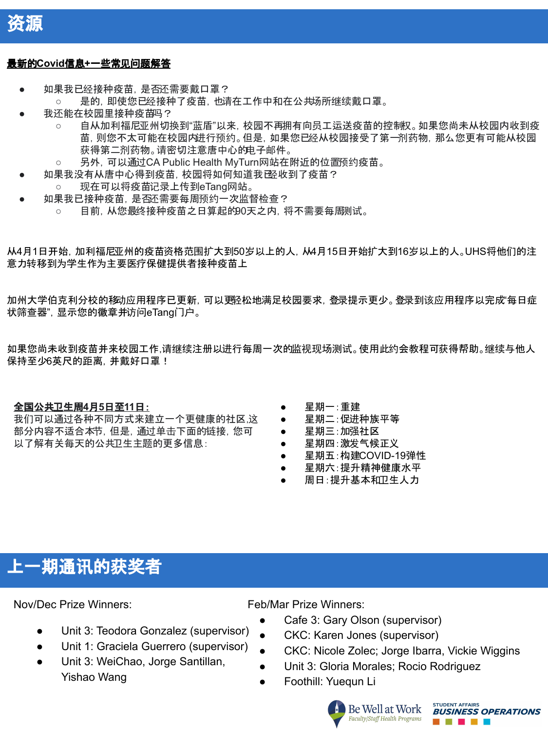# 资源

**最新的Covid信息+一些常见问题解答**

- 如果我已经接种疫苗，是否还需要戴口罩？
  - 是的，即使您已经接种了疫苗，也请在工作中和在公共场所继续戴口罩。
- 我还能在校园里接种疫苗吗？
  - 自从加利福尼亚州切换到"蓝盾"以来，校园不再拥有向员工运送疫苗的控制权。如果您尚未从校园内收到疫苗，则您不太可能在校园内进行预约。但是，如果您已经从校园接受了第一剂药物，那么您更有可能从校园获得第二剂药物。请密切注意唐中心的电子邮件。
  - 另外，可以通过CA Public Health MyTurn网站在附近的位置预约疫苗。
- 如果我没有从唐中心得到疫苗，校园将如何知道我已经收到了疫苗？
  - 现在可以将疫苗记录上传到eTang网站。
- 如果我已接种疫苗，是否还需要每周预约一次监督检查？
  - 目前，从您最终接种疫苗之日算起的90天之内，将不需要每周测试。

从4月1日开始，加利福尼亚州的疫苗资格范围扩大到50岁以上的人，从4月15日开始扩大到16岁以上的人。UHS将他们的注意力转移到为学生作为主要医疗保健提供者接种疫苗上

加州大学伯克利分校的移动应用程序已更新，可以更轻松地满足校园要求，登录提示更少。登录到该应用程序以完成"每日症状筛查器"，显示您的徽章并访问eTang门户。

如果您尚未收到疫苗并来校园工作,请继续注册以进行每周一次的监视现场测试。使用此约会教程可获得帮助。继续与他人保持至少6英尺的距离，并戴好口罩！

**全国公共卫生周4月5日至11日:**
我们可以通过各种不同方式来建立一个更健康的社区,这部分内容不适合本节，但是，通过单击下面的链接，您可以了解有关每天的公共卫生主题的更多信息:

- 星期一:重建
- 星期二:促进种族平等
- 星期三:加强社区
- 星期四:激发气候正义
- 星期五:构建COVID-19弹性
- 星期六:提升精神健康水平
- 周日:提升基本和卫生人力

# 上一期通讯的获奖者

Nov/Dec Prize Winners:

- Unit 3: Teodora Gonzalez (supervisor)
- Unit 1: Graciela Guerrero (supervisor)
- Unit 3: WeiChao, Jorge Santillan, Yishao Wang

Feb/Mar Prize Winners:

- Cafe 3: Gary Olson (supervisor)
- CKC: Karen Jones (supervisor)
- CKC: Nicole Zolec; Jorge Ibarra, Vickie Wiggins
- Unit 3: Gloria Morales; Rocio Rodriguez
- Foothill: Yuequn Li

Be Well at Work
Faculty/Staff Health Programs

STUDENT AFFAIRS
BUSINESS OPERATIONS